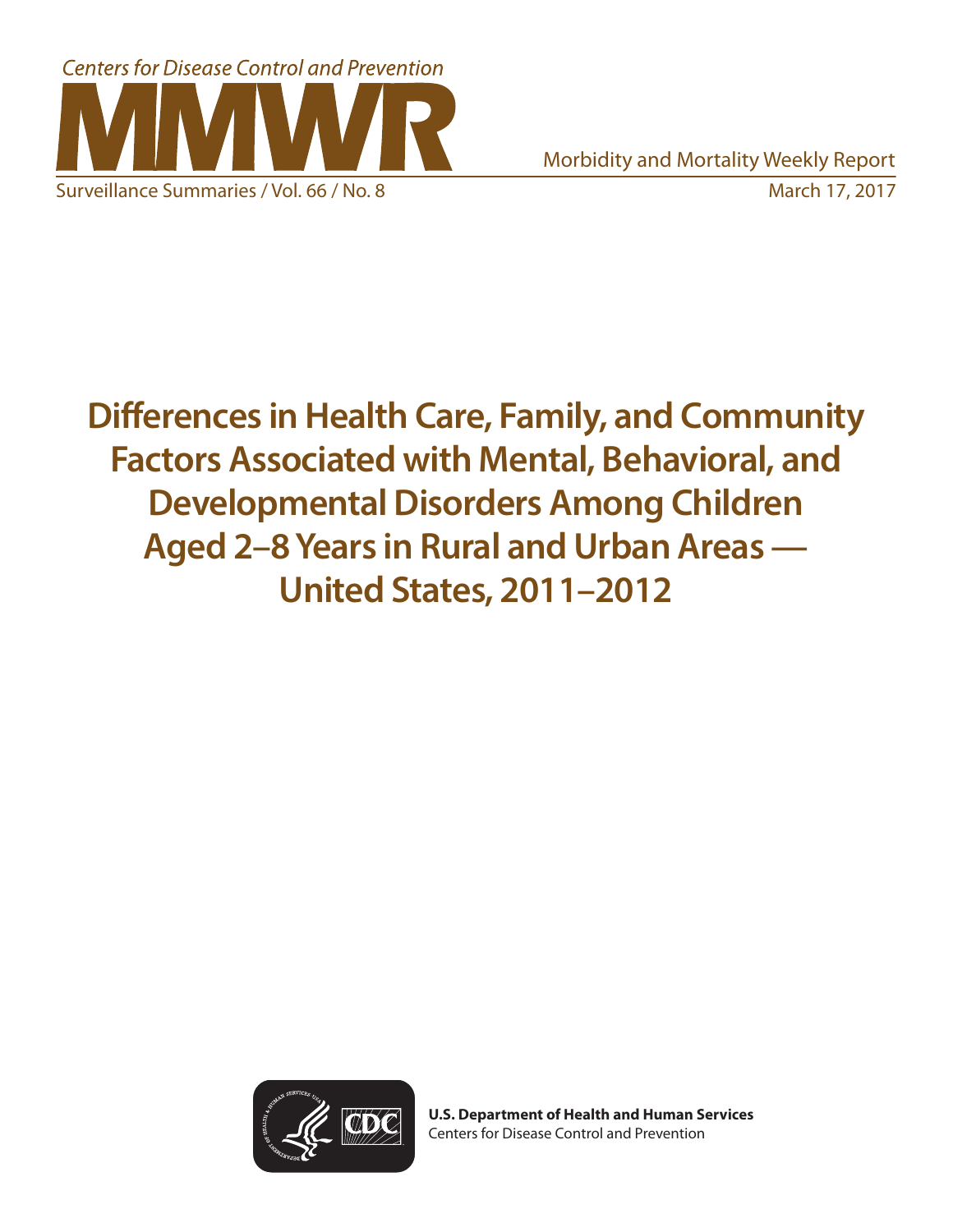Centers for Disease Control and Prevention

# MMWR

Morbidity and Mortality Weekly Report

Surveillance Summaries / Vol. 66 / No. 8

March 17, 2017

# Differences in Health Care, Family, and Community Factors Associated with Mental, Behavioral, and Developmental Disorders Among Children Aged 2–8 Years in Rural and Urban Areas — United States, 2011–2012

**U.S. Department of Health and Human Services**
Centers for Disease Control and Prevention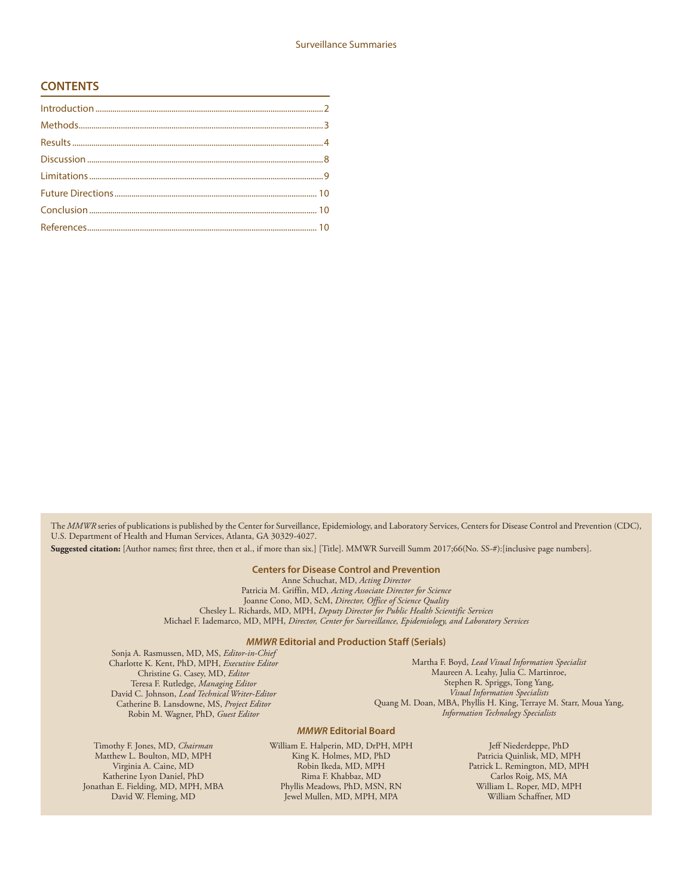## CONTENTS

Introduction ........................................................................................................ 2
Methods................................................................................................................ 3
Results .................................................................................................................. 4
Discussion ............................................................................................................ 8
Limitations ........................................................................................................... 9
Future Directions ............................................................................................. 10
Conclusion ......................................................................................................... 10
References.......................................................................................................... 10

The *MMWR* series of publications is published by the Center for Surveillance, Epidemiology, and Laboratory Services, Centers for Disease Control and Prevention (CDC), U.S. Department of Health and Human Services, Atlanta, GA 30329-4027.

**Suggested citation:** [Author names; first three, then et al., if more than six.] [Title]. MMWR Surveill Summ 2017;66(No. SS-#):[inclusive page numbers].

### Centers for Disease Control and Prevention

Anne Schuchat, MD, *Acting Director*
Patricia M. Griffin, MD, *Acting Associate Director for Science*
Joanne Cono, MD, ScM, *Director, Office of Science Quality*
Chesley L. Richards, MD, MPH, *Deputy Director for Public Health Scientific Services*
Michael F. Iademarco, MD, MPH, *Director, Center for Surveillance, Epidemiology, and Laboratory Services*

### *MMWR* Editorial and Production Staff (Serials)

Sonja A. Rasmussen, MD, MS, *Editor-in-Chief*
Charlotte K. Kent, PhD, MPH, *Executive Editor*
Christine G. Casey, MD, *Editor*
Teresa F. Rutledge, *Managing Editor*
David C. Johnson, *Lead Technical Writer-Editor*
Catherine B. Lansdowne, MS, *Project Editor*
Robin M. Wagner, PhD, *Guest Editor*

Martha F. Boyd, *Lead Visual Information Specialist*
Maureen A. Leahy, Julia C. Martinroe,
Stephen R. Spriggs, Tong Yang,
*Visual Information Specialists*
Quang M. Doan, MBA, Phyllis H. King, Terraye M. Starr, Moua Yang,
*Information Technology Specialists*

### *MMWR* Editorial Board

Timothy F. Jones, MD, *Chairman*
Matthew L. Boulton, MD, MPH
Virginia A. Caine, MD
Katherine Lyon Daniel, PhD
Jonathan E. Fielding, MD, MPH, MBA
David W. Fleming, MD
William E. Halperin, MD, DrPH, MPH
King K. Holmes, MD, PhD
Robin Ikeda, MD, MPH
Rima F. Khabbaz, MD
Phyllis Meadows, PhD, MSN, RN
Jewel Mullen, MD, MPH, MPA
Jeff Niederdeppe, PhD
Patricia Quinlisk, MD, MPH
Patrick L. Remington, MD, MPH
Carlos Roig, MS, MA
William L. Roper, MD, MPH
William Schaffner, MD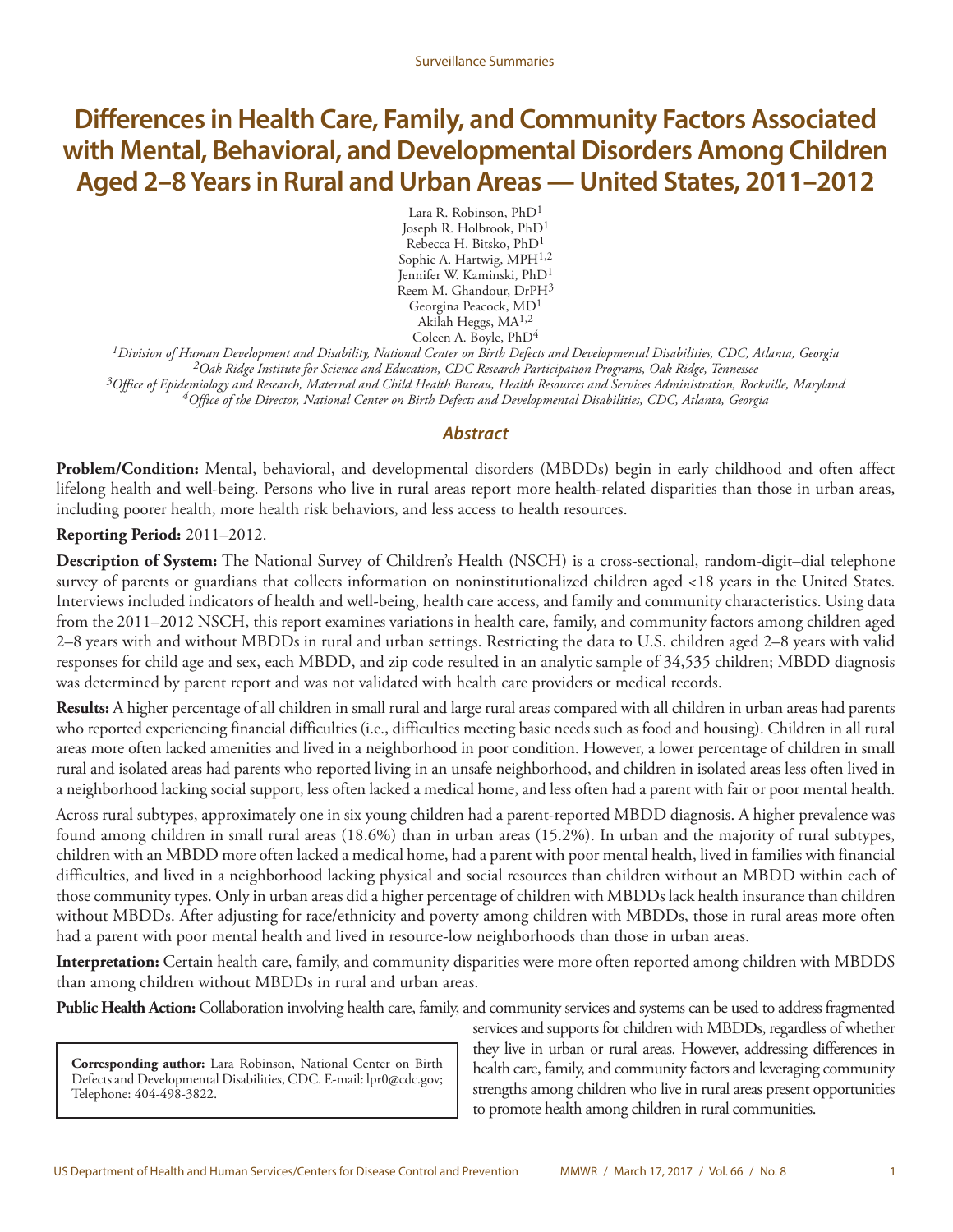# Differences in Health Care, Family, and Community Factors Associated with Mental, Behavioral, and Developmental Disorders Among Children Aged 2–8 Years in Rural and Urban Areas — United States, 2011–2012

Lara R. Robinson, PhD[1]
Joseph R. Holbrook, PhD[1]
Rebecca H. Bitsko, PhD[1]
Sophie A. Hartwig, MPH[1,2]
Jennifer W. Kaminski, PhD[1]
Reem M. Ghandour, DrPH[3]
Georgina Peacock, MD[1]
Akilah Heggs, MA[1,2]
Coleen A. Boyle, PhD[4]

*[1]Division of Human Development and Disability, National Center on Birth Defects and Developmental Disabilities, CDC, Atlanta, Georgia*
*[2]Oak Ridge Institute for Science and Education, CDC Research Participation Programs, Oak Ridge, Tennessee*
*[3]Office of Epidemiology and Research, Maternal and Child Health Bureau, Health Resources and Services Administration, Rockville, Maryland*
*[4]Office of the Director, National Center on Birth Defects and Developmental Disabilities, CDC, Atlanta, Georgia*

## Abstract

**Problem/Condition:** Mental, behavioral, and developmental disorders (MBDDs) begin in early childhood and often affect lifelong health and well-being. Persons who live in rural areas report more health-related disparities than those in urban areas, including poorer health, more health risk behaviors, and less access to health resources.

**Reporting Period:** 2011–2012.

**Description of System:** The National Survey of Children's Health (NSCH) is a cross-sectional, random-digit–dial telephone survey of parents or guardians that collects information on noninstitutionalized children aged <18 years in the United States. Interviews included indicators of health and well-being, health care access, and family and community characteristics. Using data from the 2011–2012 NSCH, this report examines variations in health care, family, and community factors among children aged 2–8 years with and without MBDDs in rural and urban settings. Restricting the data to U.S. children aged 2–8 years with valid responses for child age and sex, each MBDD, and zip code resulted in an analytic sample of 34,535 children; MBDD diagnosis was determined by parent report and was not validated with health care providers or medical records.

**Results:** A higher percentage of all children in small rural and large rural areas compared with all children in urban areas had parents who reported experiencing financial difficulties (i.e., difficulties meeting basic needs such as food and housing). Children in all rural areas more often lacked amenities and lived in a neighborhood in poor condition. However, a lower percentage of children in small rural and isolated areas had parents who reported living in an unsafe neighborhood, and children in isolated areas less often lived in a neighborhood lacking social support, less often lacked a medical home, and less often had a parent with fair or poor mental health.

Across rural subtypes, approximately one in six young children had a parent-reported MBDD diagnosis. A higher prevalence was found among children in small rural areas (18.6%) than in urban areas (15.2%). In urban and the majority of rural subtypes, children with an MBDD more often lacked a medical home, had a parent with poor mental health, lived in families with financial difficulties, and lived in a neighborhood lacking physical and social resources than children without an MBDD within each of those community types. Only in urban areas did a higher percentage of children with MBDDs lack health insurance than children without MBDDs. After adjusting for race/ethnicity and poverty among children with MBDDs, those in rural areas more often had a parent with poor mental health and lived in resource-low neighborhoods than those in urban areas.

**Interpretation:** Certain health care, family, and community disparities were more often reported among children with MBDDS than among children without MBDDs in rural and urban areas.

**Public Health Action:** Collaboration involving health care, family, and community services and systems can be used to address fragmented services and supports for children with MBDDs, regardless of whether they live in urban or rural areas. However, addressing differences in health care, family, and community factors and leveraging community strengths among children who live in rural areas present opportunities to promote health among children in rural communities.

**Corresponding author:** Lara Robinson, National Center on Birth Defects and Developmental Disabilities, CDC. E-mail: lpr0@cdc.gov; Telephone: 404-498-3822.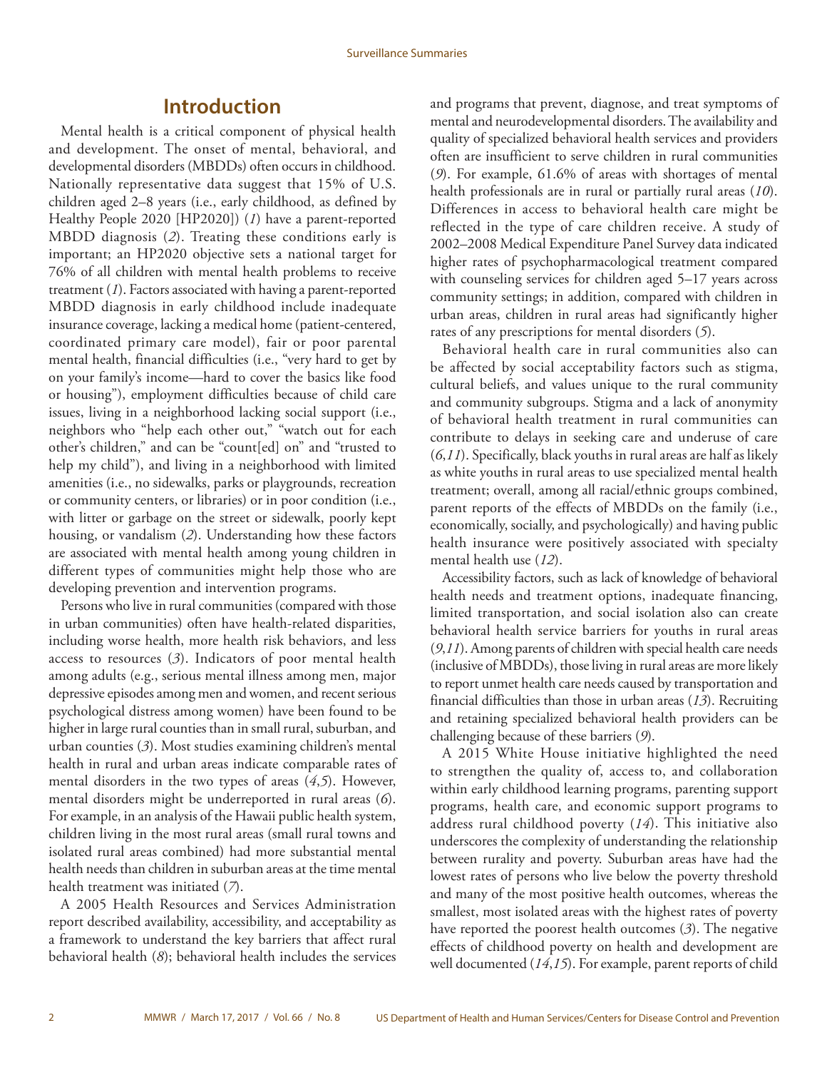## Introduction

Mental health is a critical component of physical health and development. The onset of mental, behavioral, and developmental disorders (MBDDs) often occurs in childhood. Nationally representative data suggest that 15% of U.S. children aged 2–8 years (i.e., early childhood, as defined by Healthy People 2020 [HP2020]) (*1*) have a parent-reported MBDD diagnosis (*2*). Treating these conditions early is important; an HP2020 objective sets a national target for 76% of all children with mental health problems to receive treatment (*1*). Factors associated with having a parent-reported MBDD diagnosis in early childhood include inadequate insurance coverage, lacking a medical home (patient-centered, coordinated primary care model), fair or poor parental mental health, financial difficulties (i.e., "very hard to get by on your family's income—hard to cover the basics like food or housing"), employment difficulties because of child care issues, living in a neighborhood lacking social support (i.e., neighbors who "help each other out," "watch out for each other's children," and can be "count[ed] on" and "trusted to help my child"), and living in a neighborhood with limited amenities (i.e., no sidewalks, parks or playgrounds, recreation or community centers, or libraries) or in poor condition (i.e., with litter or garbage on the street or sidewalk, poorly kept housing, or vandalism (*2*). Understanding how these factors are associated with mental health among young children in different types of communities might help those who are developing prevention and intervention programs.

Persons who live in rural communities (compared with those in urban communities) often have health-related disparities, including worse health, more health risk behaviors, and less access to resources (*3*). Indicators of poor mental health among adults (e.g., serious mental illness among men, major depressive episodes among men and women, and recent serious psychological distress among women) have been found to be higher in large rural counties than in small rural, suburban, and urban counties (*3*). Most studies examining children's mental health in rural and urban areas indicate comparable rates of mental disorders in the two types of areas (*4*,*5*). However, mental disorders might be underreported in rural areas (*6*). For example, in an analysis of the Hawaii public health system, children living in the most rural areas (small rural towns and isolated rural areas combined) had more substantial mental health needs than children in suburban areas at the time mental health treatment was initiated (*7*).

A 2005 Health Resources and Services Administration report described availability, accessibility, and acceptability as a framework to understand the key barriers that affect rural behavioral health (*8*); behavioral health includes the services and programs that prevent, diagnose, and treat symptoms of mental and neurodevelopmental disorders. The availability and quality of specialized behavioral health services and providers often are insufficient to serve children in rural communities (*9*). For example, 61.6% of areas with shortages of mental health professionals are in rural or partially rural areas (*10*). Differences in access to behavioral health care might be reflected in the type of care children receive. A study of 2002–2008 Medical Expenditure Panel Survey data indicated higher rates of psychopharmacological treatment compared with counseling services for children aged 5–17 years across community settings; in addition, compared with children in urban areas, children in rural areas had significantly higher rates of any prescriptions for mental disorders (*5*).

Behavioral health care in rural communities also can be affected by social acceptability factors such as stigma, cultural beliefs, and values unique to the rural community and community subgroups. Stigma and a lack of anonymity of behavioral health treatment in rural communities can contribute to delays in seeking care and underuse of care (*6*,*11*). Specifically, black youths in rural areas are half as likely as white youths in rural areas to use specialized mental health treatment; overall, among all racial/ethnic groups combined, parent reports of the effects of MBDDs on the family (i.e., economically, socially, and psychologically) and having public health insurance were positively associated with specialty mental health use (*12*).

Accessibility factors, such as lack of knowledge of behavioral health needs and treatment options, inadequate financing, limited transportation, and social isolation also can create behavioral health service barriers for youths in rural areas (*9*,*11*). Among parents of children with special health care needs (inclusive of MBDDs), those living in rural areas are more likely to report unmet health care needs caused by transportation and financial difficulties than those in urban areas (*13*). Recruiting and retaining specialized behavioral health providers can be challenging because of these barriers (*9*).

A 2015 White House initiative highlighted the need to strengthen the quality of, access to, and collaboration within early childhood learning programs, parenting support programs, health care, and economic support programs to address rural childhood poverty (*14*). This initiative also underscores the complexity of understanding the relationship between rurality and poverty. Suburban areas have had the lowest rates of persons who live below the poverty threshold and many of the most positive health outcomes, whereas the smallest, most isolated areas with the highest rates of poverty have reported the poorest health outcomes (*3*). The negative effects of childhood poverty on health and development are well documented (*14*,*15*). For example, parent reports of child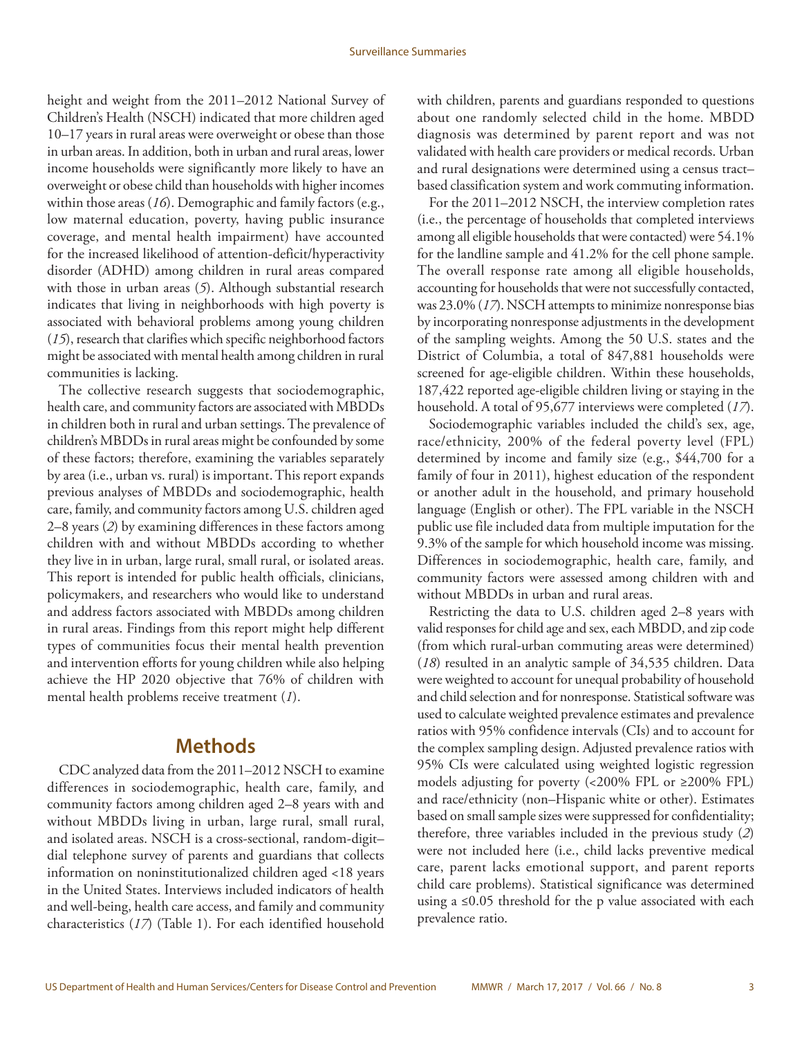height and weight from the 2011–2012 National Survey of Children's Health (NSCH) indicated that more children aged 10–17 years in rural areas were overweight or obese than those in urban areas. In addition, both in urban and rural areas, lower income households were significantly more likely to have an overweight or obese child than households with higher incomes within those areas (*16*). Demographic and family factors (e.g., low maternal education, poverty, having public insurance coverage, and mental health impairment) have accounted for the increased likelihood of attention-deficit/hyperactivity disorder (ADHD) among children in rural areas compared with those in urban areas (*5*). Although substantial research indicates that living in neighborhoods with high poverty is associated with behavioral problems among young children (*15*), research that clarifies which specific neighborhood factors might be associated with mental health among children in rural communities is lacking.

The collective research suggests that sociodemographic, health care, and community factors are associated with MBDDs in children both in rural and urban settings. The prevalence of children's MBDDs in rural areas might be confounded by some of these factors; therefore, examining the variables separately by area (i.e., urban vs. rural) is important. This report expands previous analyses of MBDDs and sociodemographic, health care, family, and community factors among U.S. children aged 2–8 years (*2*) by examining differences in these factors among children with and without MBDDs according to whether they live in in urban, large rural, small rural, or isolated areas. This report is intended for public health officials, clinicians, policymakers, and researchers who would like to understand and address factors associated with MBDDs among children in rural areas. Findings from this report might help different types of communities focus their mental health prevention and intervention efforts for young children while also helping achieve the HP 2020 objective that 76% of children with mental health problems receive treatment (*1*).

## Methods

CDC analyzed data from the 2011–2012 NSCH to examine differences in sociodemographic, health care, family, and community factors among children aged 2–8 years with and without MBDDs living in urban, large rural, small rural, and isolated areas. NSCH is a cross-sectional, random-digit–dial telephone survey of parents and guardians that collects information on noninstitutionalized children aged <18 years in the United States. Interviews included indicators of health and well-being, health care access, and family and community characteristics (*17*) (Table 1). For each identified household with children, parents and guardians responded to questions about one randomly selected child in the home. MBDD diagnosis was determined by parent report and was not validated with health care providers or medical records. Urban and rural designations were determined using a census tract–based classification system and work commuting information.

For the 2011–2012 NSCH, the interview completion rates (i.e., the percentage of households that completed interviews among all eligible households that were contacted) were 54.1% for the landline sample and 41.2% for the cell phone sample. The overall response rate among all eligible households, accounting for households that were not successfully contacted, was 23.0% (*17*). NSCH attempts to minimize nonresponse bias by incorporating nonresponse adjustments in the development of the sampling weights. Among the 50 U.S. states and the District of Columbia, a total of 847,881 households were screened for age-eligible children. Within these households, 187,422 reported age-eligible children living or staying in the household. A total of 95,677 interviews were completed (*17*).

Sociodemographic variables included the child's sex, age, race/ethnicity, 200% of the federal poverty level (FPL) determined by income and family size (e.g., $44,700 for a family of four in 2011), highest education of the respondent or another adult in the household, and primary household language (English or other). The FPL variable in the NSCH public use file included data from multiple imputation for the 9.3% of the sample for which household income was missing. Differences in sociodemographic, health care, family, and community factors were assessed among children with and without MBDDs in urban and rural areas.

Restricting the data to U.S. children aged 2–8 years with valid responses for child age and sex, each MBDD, and zip code (from which rural-urban commuting areas were determined) (*18*) resulted in an analytic sample of 34,535 children. Data were weighted to account for unequal probability of household and child selection and for nonresponse. Statistical software was used to calculate weighted prevalence estimates and prevalence ratios with 95% confidence intervals (CIs) and to account for the complex sampling design. Adjusted prevalence ratios with 95% CIs were calculated using weighted logistic regression models adjusting for poverty (<200% FPL or ≥200% FPL) and race/ethnicity (non–Hispanic white or other). Estimates based on small sample sizes were suppressed for confidentiality; therefore, three variables included in the previous study (*2*) were not included here (i.e., child lacks preventive medical care, parent lacks emotional support, and parent reports child care problems). Statistical significance was determined using a ≤0.05 threshold for the p value associated with each prevalence ratio.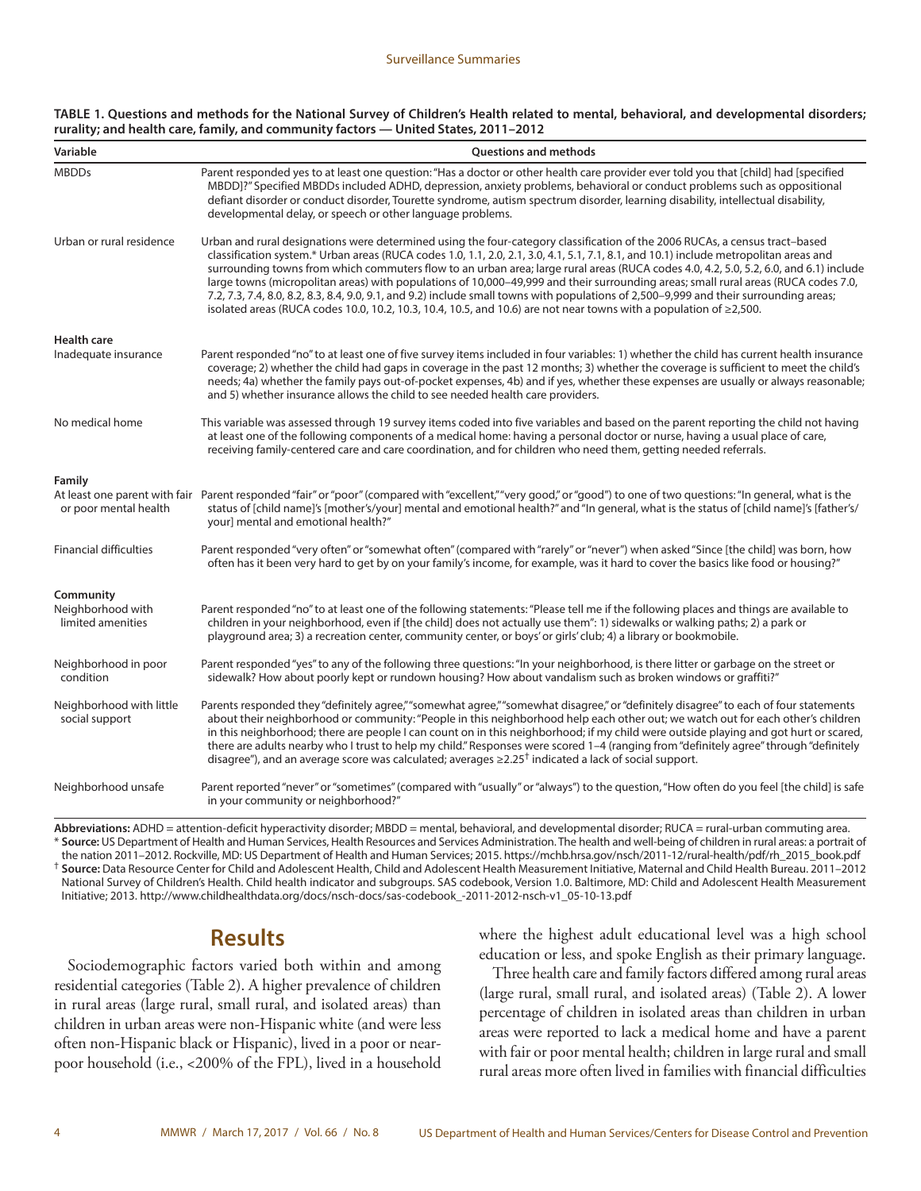**TABLE 1. Questions and methods for the National Survey of Children's Health related to mental, behavioral, and developmental disorders; rurality; and health care, family, and community factors — United States, 2011–2012**

| Variable | Questions and methods |
|---|---|
| MBDDs | Parent responded yes to at least one question: "Has a doctor or other health care provider ever told you that [child] had [specified MBDD]?" Specified MBDDs included ADHD, depression, anxiety problems, behavioral or conduct problems such as oppositional defiant disorder or conduct disorder, Tourette syndrome, autism spectrum disorder, learning disability, intellectual disability, developmental delay, or speech or other language problems. |
| Urban or rural residence | Urban and rural designations were determined using the four-category classification of the 2006 RUCAs, a census tract–based classification system.* Urban areas (RUCA codes 1.0, 1.1, 2.0, 2.1, 3.0, 4.1, 5.1, 7.1, 8.1, and 10.1) include metropolitan areas and surrounding towns from which commuters flow to an urban area; large rural areas (RUCA codes 4.0, 4.2, 5.0, 5.2, 6.0, and 6.1) include large towns (micropolitan areas) with populations of 10,000–49,999 and their surrounding areas; small rural areas (RUCA codes 7.0, 7.2, 7.3, 7.4, 8.0, 8.2, 8.3, 8.4, 9.0, 9.1, and 9.2) include small towns with populations of 2,500–9,999 and their surrounding areas; isolated areas (RUCA codes 10.0, 10.2, 10.3, 10.4, 10.5, and 10.6) are not near towns with a population of ≥2,500. |
| **Health care** | |
| Inadequate insurance | Parent responded "no" to at least one of five survey items included in four variables: 1) whether the child has current health insurance coverage; 2) whether the child had gaps in coverage in the past 12 months; 3) whether the coverage is sufficient to meet the child's needs; 4a) whether the family pays out-of-pocket expenses, 4b) and if yes, whether these expenses are usually or always reasonable; and 5) whether insurance allows the child to see needed health care providers. |
| No medical home | This variable was assessed through 19 survey items coded into five variables and based on the parent reporting the child not having at least one of the following components of a medical home: having a personal doctor or nurse, having a usual place of care, receiving family-centered care and care coordination, and for children who need them, getting needed referrals. |
| **Family** | |
| At least one parent with fair or poor mental health | Parent responded "fair" or "poor" (compared with "excellent," "very good," or "good") to one of two questions: "In general, what is the status of [child name]'s [mother's/your] mental and emotional health?" and "In general, what is the status of [child name]'s [father's/your] mental and emotional health?" |
| Financial difficulties | Parent responded "very often" or "somewhat often" (compared with "rarely" or "never") when asked "Since [the child] was born, how often has it been very hard to get by on your family's income, for example, was it hard to cover the basics like food or housing?" |
| **Community** | |
| Neighborhood with limited amenities | Parent responded "no" to at least one of the following statements: "Please tell me if the following places and things are available to children in your neighborhood, even if [the child] does not actually use them": 1) sidewalks or walking paths; 2) a park or playground area; 3) a recreation center, community center, or boys' or girls' club; 4) a library or bookmobile. |
| Neighborhood in poor condition | Parent responded "yes" to any of the following three questions: "In your neighborhood, is there litter or garbage on the street or sidewalk? How about poorly kept or rundown housing? How about vandalism such as broken windows or graffiti?" |
| Neighborhood with little social support | Parents responded they "definitely agree," "somewhat agree," "somewhat disagree," or "definitely disagree" to each of four statements about their neighborhood or community: "People in this neighborhood help each other out; we watch out for each other's children in this neighborhood; there are people I can count on in this neighborhood; if my child were outside playing and got hurt or scared, there are adults nearby who I trust to help my child." Responses were scored 1–4 (ranging from "definitely agree" through "definitely disagree"), and an average score was calculated; averages ≥2.25[†] indicated a lack of social support. |
| Neighborhood unsafe | Parent reported "never" or "sometimes" (compared with "usually" or "always") to the question, "How often do you feel [the child] is safe in your community or neighborhood?" |

**Abbreviations:** ADHD = attention-deficit hyperactivity disorder; MBDD = mental, behavioral, and developmental disorder; RUCA = rural-urban commuting area.

\* **Source:** US Department of Health and Human Services, Health Resources and Services Administration. The health and well-being of children in rural areas: a portrait of the nation 2011–2012. Rockville, MD: US Department of Health and Human Services; 2015. https://mchb.hrsa.gov/nsch/2011-12/rural-health/pdf/rh_2015_book.pdf

[†] **Source:** Data Resource Center for Child and Adolescent Health, Child and Adolescent Health Measurement Initiative, Maternal and Child Health Bureau. 2011–2012 National Survey of Children's Health. Child health indicator and subgroups. SAS codebook, Version 1.0. Baltimore, MD: Child and Adolescent Health Measurement Initiative; 2013. http://www.childhealthdata.org/docs/nsch-docs/sas-codebook_-2011-2012-nsch-v1_05-10-13.pdf

## Results

Sociodemographic factors varied both within and among residential categories (Table 2). A higher prevalence of children in rural areas (large rural, small rural, and isolated areas) than children in urban areas were non-Hispanic white (and were less often non-Hispanic black or Hispanic), lived in a poor or near-poor household (i.e., <200% of the FPL), lived in a household where the highest adult educational level was a high school education or less, and spoke English as their primary language.

Three health care and family factors differed among rural areas (large rural, small rural, and isolated areas) (Table 2). A lower percentage of children in isolated areas than children in urban areas were reported to lack a medical home and have a parent with fair or poor mental health; children in large rural and small rural areas more often lived in families with financial difficulties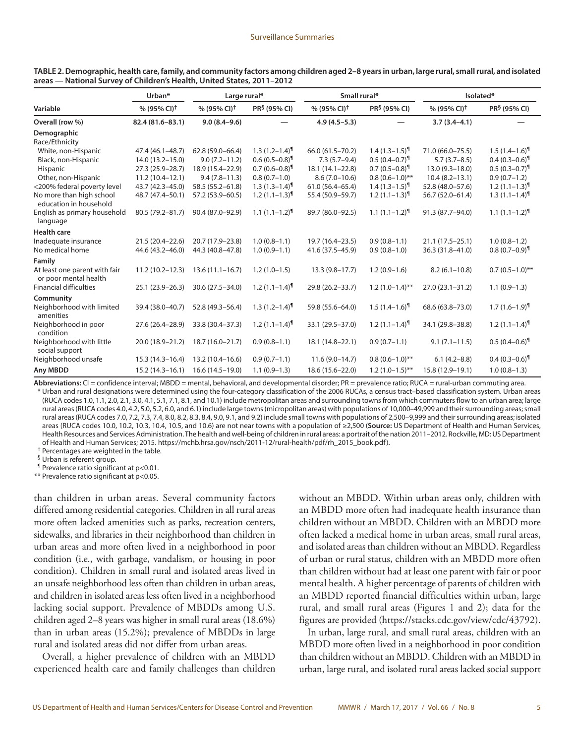**TABLE 2. Demographic, health care, family, and community factors among children aged 2–8 years in urban, large rural, small rural, and isolated areas — National Survey of Children's Health, United States, 2011–2012**

| Variable | Urban* | Large rural* | | Small rural* | | Isolated* | |
|---|---|---|---|---|---|---|---|
| | % (95% CI)† | % (95% CI)† | PR§ (95% CI) | % (95% CI)† | PR§ (95% CI) | % (95% CI)† | PR§ (95% CI) |
| **Overall (row %)** | **82.4 (81.6–83.1)** | **9.0 (8.4–9.6)** | — | **4.9 (4.5–5.3)** | — | **3.7 (3.4–4.1)** | — |
| **Demographic** | | | | | | | |
| Race/Ethnicity | | | | | | | |
| White, non-Hispanic | 47.4 (46.1–48.7) | 62.8 (59.0–66.4) | 1.3 (1.2–1.4)¶ | 66.0 (61.5–70.2) | 1.4 (1.3–1.5)¶ | 71.0 (66.0–75.5) | 1.5 (1.4–1.6)¶ |
| Black, non-Hispanic | 14.0 (13.2–15.0) | 9.0 (7.2–11.2) | 0.6 (0.5–0.8)¶ | 7.3 (5.7–9.4) | 0.5 (0.4–0.7)¶ | 5.7 (3.7–8.5) | 0.4 (0.3–0.6)¶ |
| Hispanic | 27.3 (25.9–28.7) | 18.9 (15.4–22.9) | 0.7 (0.6–0.8)¶ | 18.1 (14.1–22.8) | 0.7 (0.5–0.8)¶ | 13.0 (9.3–18.0) | 0.5 (0.3–0.7)¶ |
| Other, non-Hispanic | 11.2 (10.4–12.1) | 9.4 (7.8–11.3) | 0.8 (0.7–1.0) | 8.6 (7.0–10.6) | 0.8 (0.6–1.0)** | 10.4 (8.2–13.1) | 0.9 (0.7–1.2) |
| <200% federal poverty level | 43.7 (42.3–45.0) | 58.5 (55.2–61.8) | 1.3 (1.3–1.4)¶ | 61.0 (56.4–65.4) | 1.4 (1.3–1.5)¶ | 52.8 (48.0–57.6) | 1.2 (1.1–1.3)¶ |
| No more than high school education in household | 48.7 (47.4–50.1) | 57.2 (53.9–60.5) | 1.2 (1.1–1.3)¶ | 55.4 (50.9–59.7) | 1.2 (1.1–1.3)¶ | 56.7 (52.0–61.4) | 1.3 (1.1–1.4)¶ |
| English as primary household language | 80.5 (79.2–81.7) | 90.4 (87.0–92.9) | 1.1 (1.1–1.2)¶ | 89.7 (86.0–92.5) | 1.1 (1.1–1.2)¶ | 91.3 (87.7–94.0) | 1.1 (1.1–1.2)¶ |
| **Health care** | | | | | | | |
| Inadequate insurance | 21.5 (20.4–22.6) | 20.7 (17.9–23.8) | 1.0 (0.8–1.1) | 19.7 (16.4–23.5) | 0.9 (0.8–1.1) | 21.1 (17.5–25.1) | 1.0 (0.8–1.2) |
| No medical home | 44.6 (43.2–46.0) | 44.3 (40.8–47.8) | 1.0 (0.9–1.1) | 41.6 (37.5–45.9) | 0.9 (0.8–1.0) | 36.3 (31.8–41.0) | 0.8 (0.7–0.9)¶ |
| **Family** | | | | | | | |
| At least one parent with fair or poor mental health | 11.2 (10.2–12.3) | 13.6 (11.1–16.7) | 1.2 (1.0–1.5) | 13.3 (9.8–17.7) | 1.2 (0.9–1.6) | 8.2 (6.1–10.8) | 0.7 (0.5–1.0)** |
| Financial difficulties | 25.1 (23.9–26.3) | 30.6 (27.5–34.0) | 1.2 (1.1–1.4)¶ | 29.8 (26.2–33.7) | 1.2 (1.0–1.4)** | 27.0 (23.1–31.2) | 1.1 (0.9–1.3) |
| **Community** | | | | | | | |
| Neighborhood with limited amenities | 39.4 (38.0–40.7) | 52.8 (49.3–56.4) | 1.3 (1.2–1.4)¶ | 59.8 (55.6–64.0) | 1.5 (1.4–1.6)¶ | 68.6 (63.8–73.0) | 1.7 (1.6–1.9)¶ |
| Neighborhood in poor condition | 27.6 (26.4–28.9) | 33.8 (30.4–37.3) | 1.2 (1.1–1.4)¶ | 33.1 (29.5–37.0) | 1.2 (1.1–1.4)¶ | 34.1 (29.8–38.8) | 1.2 (1.1–1.4)¶ |
| Neighborhood with little social support | 20.0 (18.9–21.2) | 18.7 (16.0–21.7) | 0.9 (0.8–1.1) | 18.1 (14.8–22.1) | 0.9 (0.7–1.1) | 9.1 (7.1–11.5) | 0.5 (0.4–0.6)¶ |
| Neighborhood unsafe | 15.3 (14.3–16.4) | 13.2 (10.4–16.6) | 0.9 (0.7–1.1) | 11.6 (9.0–14.7) | 0.8 (0.6–1.0)** | 6.1 (4.2–8.8) | 0.4 (0.3–0.6)¶ |
| **Any MBDD** | 15.2 (14.3–16.1) | 16.6 (14.5–19.0) | 1.1 (0.9–1.3) | 18.6 (15.6–22.0) | 1.2 (1.0–1.5)** | 15.8 (12.9–19.1) | 1.0 (0.8–1.3) |

**Abbreviations:** CI = confidence interval; MBDD = mental, behavioral, and developmental disorder; PR = prevalence ratio; RUCA = rural-urban commuting area.

\* Urban and rural designations were determined using the four-category classification of the 2006 RUCAs, a census tract–based classification system. Urban areas (RUCA codes 1.0, 1.1, 2.0, 2.1, 3.0, 4.1, 5.1, 7.1, 8.1, and 10.1) include metropolitan areas and surrounding towns from which commuters flow to an urban area; large rural areas (RUCA codes 4.0, 4.2, 5.0, 5.2, 6.0, and 6.1) include large towns (micropolitan areas) with populations of 10,000–49,999 and their surrounding areas; small rural areas (RUCA codes 7.0, 7.2, 7.3, 7.4, 8.0, 8.2, 8.3, 8.4, 9.0, 9.1, and 9.2) include small towns with populations of 2,500–9,999 and their surrounding areas; isolated areas (RUCA codes 10.0, 10.2, 10.3, 10.4, 10.5, and 10.6) are not near towns with a population of ≥2,500 (**Source:** US Department of Health and Human Services, Health Resources and Services Administration. The health and well-being of children in rural areas: a portrait of the nation 2011–2012. Rockville, MD: US Department of Health and Human Services; 2015. https://mchb.hrsa.gov/nsch/2011-12/rural-health/pdf/rh_2015_book.pdf).

† Percentages are weighted in the table.

§ Urban is referent group.

¶ Prevalence ratio significant at $p<0.01$.

** Prevalence ratio significant at $p<0.05$.

than children in urban areas. Several community factors differed among residential categories. Children in all rural areas more often lacked amenities such as parks, recreation centers, sidewalks, and libraries in their neighborhood than children in urban areas and more often lived in a neighborhood in poor condition (i.e., with garbage, vandalism, or housing in poor condition). Children in small rural and isolated areas lived in an unsafe neighborhood less often than children in urban areas, and children in isolated areas less often lived in a neighborhood lacking social support. Prevalence of MBDDs among U.S. children aged 2–8 years was higher in small rural areas (18.6%) than in urban areas (15.2%); prevalence of MBDDs in large rural and isolated areas did not differ from urban areas.

Overall, a higher prevalence of children with an MBDD experienced health care and family challenges than children without an MBDD. Within urban areas only, children with an MBDD more often had inadequate health insurance than children without an MBDD. Children with an MBDD more often lacked a medical home in urban areas, small rural areas, and isolated areas than children without an MBDD. Regardless of urban or rural status, children with an MBDD more often than children without had at least one parent with fair or poor mental health. A higher percentage of parents of children with an MBDD reported financial difficulties within urban, large rural, and small rural areas (Figures 1 and 2); data for the figures are provided (https://stacks.cdc.gov/view/cdc/43792).

In urban, large rural, and small rural areas, children with an MBDD more often lived in a neighborhood in poor condition than children without an MBDD. Children with an MBDD in urban, large rural, and isolated rural areas lacked social support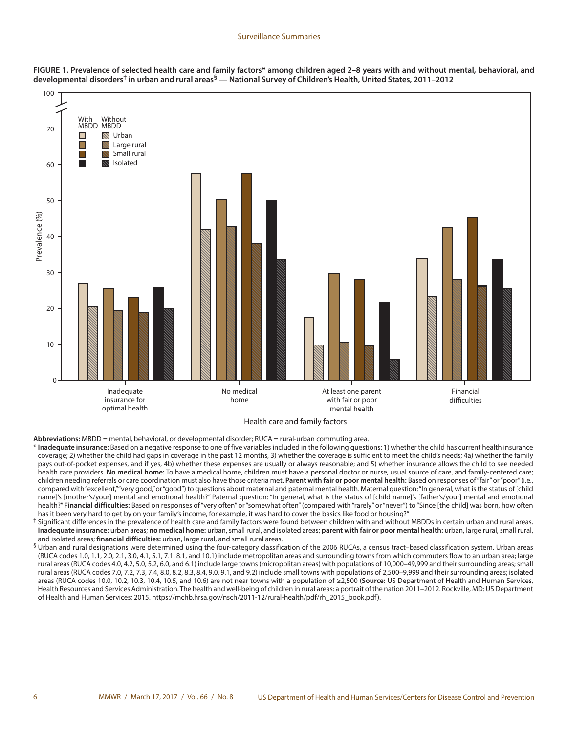**FIGURE 1. Prevalence of selected health care and family factors* among children aged 2–8 years with and without mental, behavioral, and developmental disorders† in urban and rural areas§ — National Survey of Children's Health, United States, 2011–2012**

**Abbreviations:** MBDD = mental, behavioral, or developmental disorder; RUCA = rural-urban commuting area.

\* **Inadequate insurance:** Based on a negative response to one of five variables included in the following questions: 1) whether the child has current health insurance coverage; 2) whether the child had gaps in coverage in the past 12 months, 3) whether the coverage is sufficient to meet the child's needs; 4a) whether the family pays out-of-pocket expenses, and if yes, 4b) whether these expenses are usually or always reasonable; and 5) whether insurance allows the child to see needed health care providers. **No medical home:** To have a medical home, children must have a personal doctor or nurse, usual source of care, and family-centered care; children needing referrals or care coordination must also have those criteria met. **Parent with fair or poor mental health:** Based on responses of "fair" or "poor" (i.e., compared with "excellent," "very good," or "good") to questions about maternal and paternal mental health. Maternal question: "In general, what is the status of [child name]'s [mother's/your] mental and emotional health?" Paternal question: "In general, what is the status of [child name]'s [father's/your] mental and emotional health?" **Financial difficulties:** Based on responses of "very often" or "somewhat often" (compared with "rarely" or "never") to "Since [the child] was born, how often has it been very hard to get by on your family's income, for example, it was hard to cover the basics like food or housing?"

† Significant differences in the prevalence of health care and family factors were found between children with and without MBDDs in certain urban and rural areas. **Inadequate insurance:** urban areas; **no medical home:** urban, small rural, and isolated areas; **parent with fair or poor mental health:** urban, large rural, small rural, and isolated areas; **financial difficulties:** urban, large rural, and small rural areas.

§ Urban and rural designations were determined using the four-category classification of the 2006 RUCAs, a census tract–based classification system. Urban areas (RUCA codes 1.0, 1.1, 2.0, 2.1, 3.0, 4.1, 5.1, 7.1, 8.1, and 10.1) include metropolitan areas and surrounding towns from which commuters flow to an urban area; large rural areas (RUCA codes 4.0, 4.2, 5.0, 5.2, 6.0, and 6.1) include large towns (micropolitan areas) with populations of 10,000–49,999 and their surrounding areas; small rural areas (RUCA codes 7.0, 7.2, 7.3, 7.4, 8.0, 8.2, 8.3, 8.4, 9.0, 9.1, and 9.2) include small towns with populations of 2,500–9,999 and their surrounding areas; isolated areas (RUCA codes 10.0, 10.2, 10.3, 10.4, 10.5, and 10.6) are not near towns with a population of ≥2,500 (**Source:** US Department of Health and Human Services, Health Resources and Services Administration. The health and well-being of children in rural areas: a portrait of the nation 2011–2012. Rockville, MD: US Department of Health and Human Services; 2015. https://mchb.hrsa.gov/nsch/2011-12/rural-health/pdf/rh_2015_book.pdf).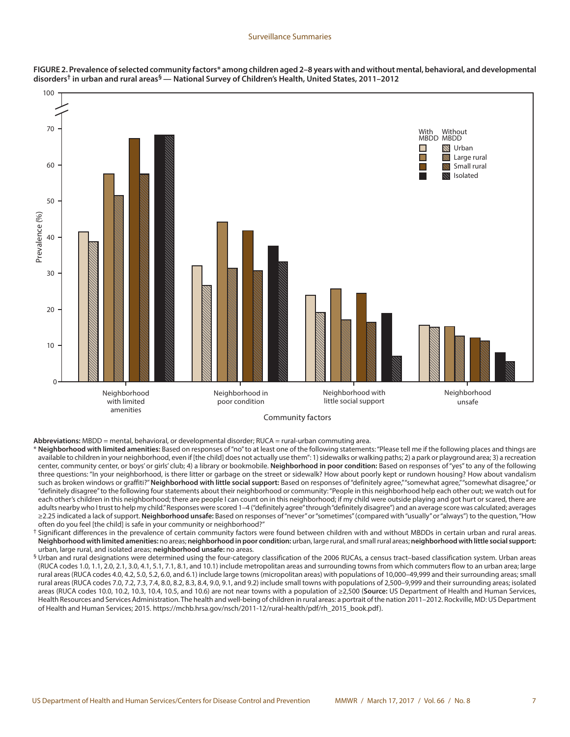**FIGURE 2. Prevalence of selected community factors* among children aged 2–8 years with and without mental, behavioral, and developmental disorders† in urban and rural areas§ — National Survey of Children's Health, United States, 2011–2012**

**Abbreviations:** MBDD = mental, behavioral, or developmental disorder; RUCA = rural-urban commuting area.

\* **Neighborhood with limited amenities:** Based on responses of "no" to at least one of the following statements: "Please tell me if the following places and things are available to children in your neighborhood, even if [the child] does not actually use them": 1) sidewalks or walking paths; 2) a park or playground area; 3) a recreation center, community center, or boys' or girls' club; 4) a library or bookmobile. **Neighborhood in poor condition:** Based on responses of "yes" to any of the following three questions: "In your neighborhood, is there litter or garbage on the street or sidewalk? How about poorly kept or rundown housing? How about vandalism such as broken windows or graffiti?" **Neighborhood with little social support:** Based on responses of "definitely agree," "somewhat agree," "somewhat disagree," or "definitely disagree" to the following four statements about their neighborhood or community: "People in this neighborhood help each other out; we watch out for each other's children in this neighborhood; there are people I can count on in this neighborhood; if my child were outside playing and got hurt or scared, there are adults nearby who I trust to help my child." Responses were scored 1–4 ("definitely agree" through "definitely disagree") and an average score was calculated; averages ≥2.25 indicated a lack of support. **Neighborhood unsafe:** Based on responses of "never" or "sometimes" (compared with "usually" or "always") to the question, "How often do you feel [the child] is safe in your community or neighborhood?"

† Significant differences in the prevalence of certain community factors were found between children with and without MBDDs in certain urban and rural areas. **Neighborhood with limited amenities:** no areas; **neighborhood in poor condition:** urban, large rural, and small rural areas; **neighborhood with little social support:** urban, large rural, and isolated areas; **neighborhood unsafe:** no areas.

§ Urban and rural designations were determined using the four-category classification of the 2006 RUCAs, a census tract–based classification system. Urban areas (RUCA codes 1.0, 1.1, 2.0, 2.1, 3.0, 4.1, 5.1, 7.1, 8.1, and 10.1) include metropolitan areas and surrounding towns from which commuters flow to an urban area; large rural areas (RUCA codes 4.0, 4.2, 5.0, 5.2, 6.0, and 6.1) include large towns (micropolitan areas) with populations of 10,000–49,999 and their surrounding areas; small rural areas (RUCA codes 7.0, 7.2, 7.3, 7.4, 8.0, 8.2, 8.3, 8.4, 9.0, 9.1, and 9.2) include small towns with populations of 2,500–9,999 and their surrounding areas; isolated areas (RUCA codes 10.0, 10.2, 10.3, 10.4, 10.5, and 10.6) are not near towns with a population of ≥2,500 (**Source:** US Department of Health and Human Services, Health Resources and Services Administration. The health and well-being of children in rural areas: a portrait of the nation 2011–2012. Rockville, MD: US Department of Health and Human Services; 2015. https://mchb.hrsa.gov/nsch/2011-12/rural-health/pdf/rh_2015_book.pdf).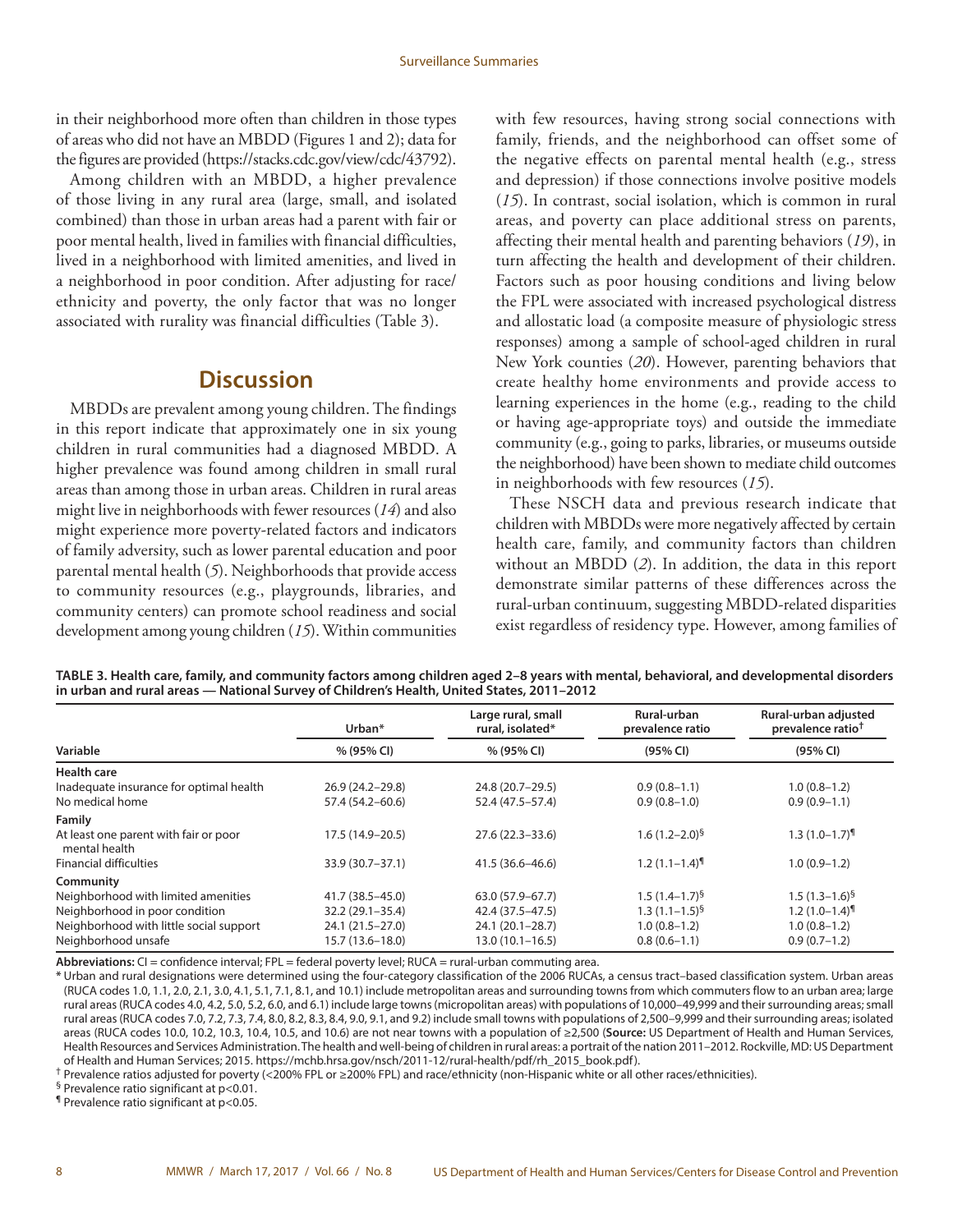in their neighborhood more often than children in those types of areas who did not have an MBDD (Figures 1 and 2); data for the figures are provided (https://stacks.cdc.gov/view/cdc/43792).

Among children with an MBDD, a higher prevalence of those living in any rural area (large, small, and isolated combined) than those in urban areas had a parent with fair or poor mental health, lived in families with financial difficulties, lived in a neighborhood with limited amenities, and lived in a neighborhood in poor condition. After adjusting for race/ethnicity and poverty, the only factor that was no longer associated with rurality was financial difficulties (Table 3).

## Discussion

MBDDs are prevalent among young children. The findings in this report indicate that approximately one in six young children in rural communities had a diagnosed MBDD. A higher prevalence was found among children in small rural areas than among those in urban areas. Children in rural areas might live in neighborhoods with fewer resources (*14*) and also might experience more poverty-related factors and indicators of family adversity, such as lower parental education and poor parental mental health (*5*). Neighborhoods that provide access to community resources (e.g., playgrounds, libraries, and community centers) can promote school readiness and social development among young children (*15*). Within communities with few resources, having strong social connections with family, friends, and the neighborhood can offset some of the negative effects on parental mental health (e.g., stress and depression) if those connections involve positive models (*15*). In contrast, social isolation, which is common in rural areas, and poverty can place additional stress on parents, affecting their mental health and parenting behaviors (*19*), in turn affecting the health and development of their children. Factors such as poor housing conditions and living below the FPL were associated with increased psychological distress and allostatic load (a composite measure of physiologic stress responses) among a sample of school-aged children in rural New York counties (*20*). However, parenting behaviors that create healthy home environments and provide access to learning experiences in the home (e.g., reading to the child or having age-appropriate toys) and outside the immediate community (e.g., going to parks, libraries, or museums outside the neighborhood) have been shown to mediate child outcomes in neighborhoods with few resources (*15*).

These NSCH data and previous research indicate that children with MBDDs were more negatively affected by certain health care, family, and community factors than children without an MBDD (*2*). In addition, the data in this report demonstrate similar patterns of these differences across the rural-urban continuum, suggesting MBDD-related disparities exist regardless of residency type. However, among families of

**TABLE 3. Health care, family, and community factors among children aged 2–8 years with mental, behavioral, and developmental disorders in urban and rural areas — National Survey of Children's Health, United States, 2011–2012**

| Variable | Urban* | Large rural, small rural, isolated* | Rural-urban prevalence ratio | Rural-urban adjusted prevalence ratio† |
|---|---|---|---|---|
| | % (95% CI) | % (95% CI) | (95% CI) | (95% CI) |
| **Health care** | | | | |
| Inadequate insurance for optimal health | 26.9 (24.2–29.8) | 24.8 (20.7–29.5) | 0.9 (0.8–1.1) | 1.0 (0.8–1.2) |
| No medical home | 57.4 (54.2–60.6) | 52.4 (47.5–57.4) | 0.9 (0.8–1.0) | 0.9 (0.9–1.1) |
| **Family** | | | | |
| At least one parent with fair or poor mental health | 17.5 (14.9–20.5) | 27.6 (22.3–33.6) | 1.6 (1.2–2.0)§ | 1.3 (1.0–1.7)¶ |
| Financial difficulties | 33.9 (30.7–37.1) | 41.5 (36.6–46.6) | 1.2 (1.1–1.4)¶ | 1.0 (0.9–1.2) |
| **Community** | | | | |
| Neighborhood with limited amenities | 41.7 (38.5–45.0) | 63.0 (57.9–67.7) | 1.5 (1.4–1.7)§ | 1.5 (1.3–1.6)§ |
| Neighborhood in poor condition | 32.2 (29.1–35.4) | 42.4 (37.5–47.5) | 1.3 (1.1–1.5)§ | 1.2 (1.0–1.4)¶ |
| Neighborhood with little social support | 24.1 (21.5–27.0) | 24.1 (20.1–28.7) | 1.0 (0.8–1.2) | 1.0 (0.8–1.2) |
| Neighborhood unsafe | 15.7 (13.6–18.0) | 13.0 (10.1–16.5) | 0.8 (0.6–1.1) | 0.9 (0.7–1.2) |

**Abbreviations:** CI = confidence interval; FPL = federal poverty level; RUCA = rural-urban commuting area.

\* Urban and rural designations were determined using the four-category classification of the 2006 RUCAs, a census tract–based classification system. Urban areas (RUCA codes 1.0, 1.1, 2.0, 2.1, 3.0, 4.1, 5.1, 7.1, 8.1, and 10.1) include metropolitan areas and surrounding towns from which commuters flow to an urban area; large rural areas (RUCA codes 4.0, 4.2, 5.0, 5.2, 6.0, and 6.1) include large towns (micropolitan areas) with populations of 10,000–49,999 and their surrounding areas; small rural areas (RUCA codes 7.0, 7.2, 7.3, 7.4, 8.0, 8.2, 8.3, 8.4, 9.0, 9.1, and 9.2) include small towns with populations of 2,500–9,999 and their surrounding areas; isolated areas (RUCA codes 10.0, 10.2, 10.3, 10.4, 10.5, and 10.6) are not near towns with a population of ≥2,500 (**Source:** US Department of Health and Human Services, Health Resources and Services Administration. The health and well-being of children in rural areas: a portrait of the nation 2011–2012. Rockville, MD: US Department of Health and Human Services; 2015. https://mchb.hrsa.gov/nsch/2011-12/rural-health/pdf/rh_2015_book.pdf).

† Prevalence ratios adjusted for poverty (<200% FPL or ≥200% FPL) and race/ethnicity (non-Hispanic white or all other races/ethnicities).

§ Prevalence ratio significant at p<0.01.

¶ Prevalence ratio significant at p<0.05.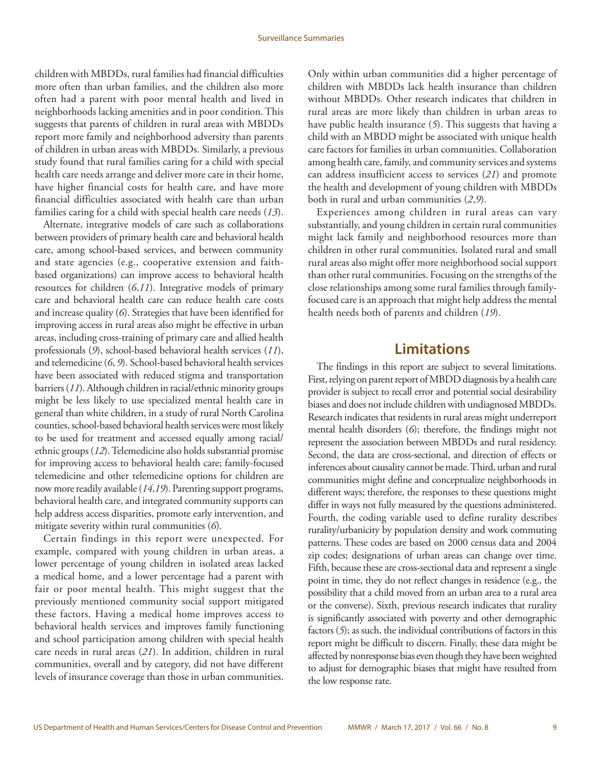children with MBDDs, rural families had financial difficulties more often than urban families, and the children also more often had a parent with poor mental health and lived in neighborhoods lacking amenities and in poor condition. This suggests that parents of children in rural areas with MBDDs report more family and neighborhood adversity than parents of children in urban areas with MBDDs. Similarly, a previous study found that rural families caring for a child with special health care needs arrange and deliver more care in their home, have higher financial costs for health care, and have more financial difficulties associated with health care than urban families caring for a child with special health care needs (*13*).

Alternate, integrative models of care such as collaborations between providers of primary health care and behavioral health care, among school-based services, and between community and state agencies (e.g., cooperative extension and faith-based organizations) can improve access to behavioral health resources for children (*6*,*11*). Integrative models of primary care and behavioral health care can reduce health care costs and increase quality (*6*). Strategies that have been identified for improving access in rural areas also might be effective in urban areas, including cross-training of primary care and allied health professionals (*9*), school-based behavioral health services (*11*), and telemedicine (*6*, *9*). School-based behavioral health services have been associated with reduced stigma and transportation barriers (*11*). Although children in racial/ethnic minority groups might be less likely to use specialized mental health care in general than white children, in a study of rural North Carolina counties, school-based behavioral health services were most likely to be used for treatment and accessed equally among racial/ethnic groups (*12*). Telemedicine also holds substantial promise for improving access to behavioral health care; family-focused telemedicine and other telemedicine options for children are now more readily available (*14*,*19*). Parenting support programs, behavioral health care, and integrated community supports can help address access disparities, promote early intervention, and mitigate severity within rural communities (*6*).

Certain findings in this report were unexpected. For example, compared with young children in urban areas, a lower percentage of young children in isolated areas lacked a medical home, and a lower percentage had a parent with fair or poor mental health. This might suggest that the previously mentioned community social support mitigated these factors. Having a medical home improves access to behavioral health services and improves family functioning and school participation among children with special health care needs in rural areas (*21*). In addition, children in rural communities, overall and by category, did not have different levels of insurance coverage than those in urban communities. Only within urban communities did a higher percentage of children with MBDDs lack health insurance than children without MBDDs. Other research indicates that children in rural areas are more likely than children in urban areas to have public health insurance (*5*). This suggests that having a child with an MBDD might be associated with unique health care factors for families in urban communities. Collaboration among health care, family, and community services and systems can address insufficient access to services (*21*) and promote the health and development of young children with MBDDs both in rural and urban communities (*2*,*9*).

Experiences among children in rural areas can vary substantially, and young children in certain rural communities might lack family and neighborhood resources more than children in other rural communities. Isolated rural and small rural areas also might offer more neighborhood social support than other rural communities. Focusing on the strengths of the close relationships among some rural families through family-focused care is an approach that might help address the mental health needs both of parents and children (*19*).

## Limitations

The findings in this report are subject to several limitations. First, relying on parent report of MBDD diagnosis by a health care provider is subject to recall error and potential social desirability biases and does not include children with undiagnosed MBDDs. Research indicates that residents in rural areas might underreport mental health disorders (*6*); therefore, the findings might not represent the association between MBDDs and rural residency. Second, the data are cross-sectional, and direction of effects or inferences about causality cannot be made. Third, urban and rural communities might define and conceptualize neighborhoods in different ways; therefore, the responses to these questions might differ in ways not fully measured by the questions administered. Fourth, the coding variable used to define rurality describes rurality/urbanicity by population density and work commuting patterns. These codes are based on 2000 census data and 2004 zip codes; designations of urban areas can change over time. Fifth, because these are cross-sectional data and represent a single point in time, they do not reflect changes in residence (e.g., the possibility that a child moved from an urban area to a rural area or the converse). Sixth, previous research indicates that rurality is significantly associated with poverty and other demographic factors (*5*); as such, the individual contributions of factors in this report might be difficult to discern. Finally, these data might be affected by nonresponse bias even though they have been weighted to adjust for demographic biases that might have resulted from the low response rate.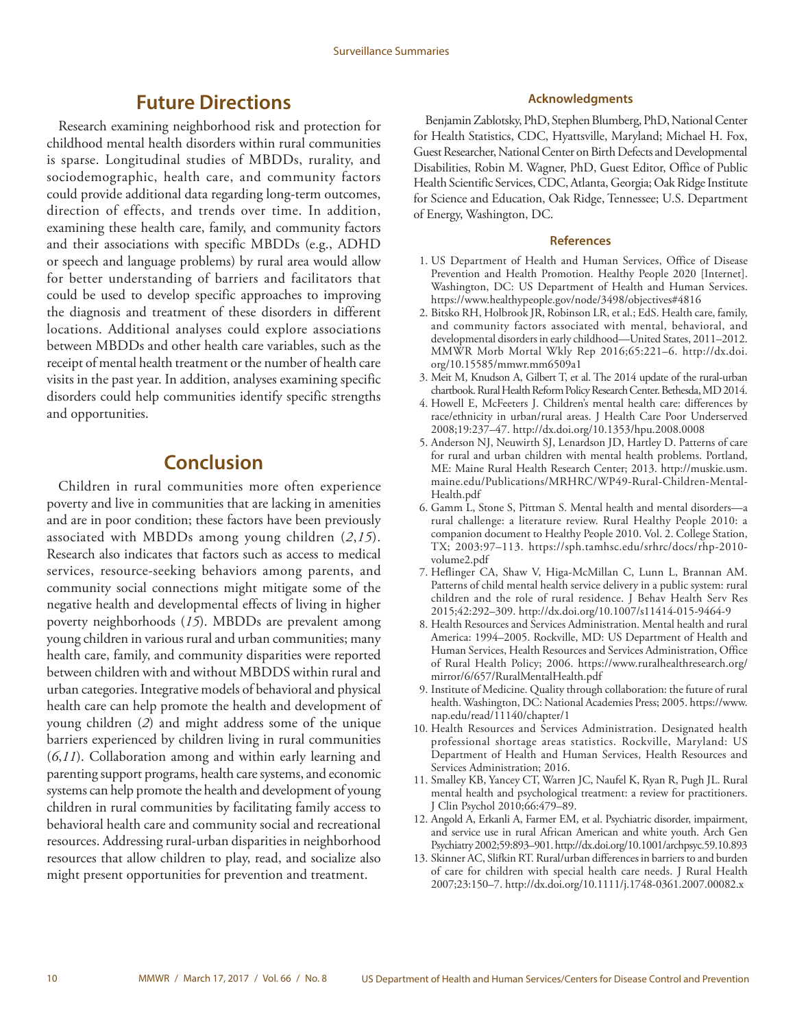## Future Directions

Research examining neighborhood risk and protection for childhood mental health disorders within rural communities is sparse. Longitudinal studies of MBDDs, rurality, and sociodemographic, health care, and community factors could provide additional data regarding long-term outcomes, direction of effects, and trends over time. In addition, examining these health care, family, and community factors and their associations with specific MBDDs (e.g., ADHD or speech and language problems) by rural area would allow for better understanding of barriers and facilitators that could be used to develop specific approaches to improving the diagnosis and treatment of these disorders in different locations. Additional analyses could explore associations between MBDDs and other health care variables, such as the receipt of mental health treatment or the number of health care visits in the past year. In addition, analyses examining specific disorders could help communities identify specific strengths and opportunities.

## Conclusion

Children in rural communities more often experience poverty and live in communities that are lacking in amenities and are in poor condition; these factors have been previously associated with MBDDs among young children (*2*,*15*). Research also indicates that factors such as access to medical services, resource-seeking behaviors among parents, and community social connections might mitigate some of the negative health and developmental effects of living in higher poverty neighborhoods (*15*). MBDDs are prevalent among young children in various rural and urban communities; many health care, family, and community disparities were reported between children with and without MBDDS within rural and urban categories. Integrative models of behavioral and physical health care can help promote the health and development of young children (*2*) and might address some of the unique barriers experienced by children living in rural communities (*6*,*11*). Collaboration among and within early learning and parenting support programs, health care systems, and economic systems can help promote the health and development of young children in rural communities by facilitating family access to behavioral health care and community social and recreational resources. Addressing rural-urban disparities in neighborhood resources that allow children to play, read, and socialize also might present opportunities for prevention and treatment.

### Acknowledgments

Benjamin Zablotsky, PhD, Stephen Blumberg, PhD, National Center for Health Statistics, CDC, Hyattsville, Maryland; Michael H. Fox, Guest Researcher, National Center on Birth Defects and Developmental Disabilities, Robin M. Wagner, PhD, Guest Editor, Office of Public Health Scientific Services, CDC, Atlanta, Georgia; Oak Ridge Institute for Science and Education, Oak Ridge, Tennessee; U.S. Department of Energy, Washington, DC.

### References

1. US Department of Health and Human Services, Office of Disease Prevention and Health Promotion. Healthy People 2020 [Internet]. Washington, DC: US Department of Health and Human Services. https://www.healthypeople.gov/node/3498/objectives#4816
2. Bitsko RH, Holbrook JR, Robinson LR, et al.; EdS. Health care, family, and community factors associated with mental, behavioral, and developmental disorders in early childhood—United States, 2011–2012. MMWR Morb Mortal Wkly Rep 2016;65:221–6. http://dx.doi.org/10.15585/mmwr.mm6509a1
3. Meit M, Knudson A, Gilbert T, et al. The 2014 update of the rural-urban chartbook. Rural Health Reform Policy Research Center. Bethesda, MD 2014.
4. Howell E, McFeeters J. Children's mental health care: differences by race/ethnicity in urban/rural areas. J Health Care Poor Underserved 2008;19:237–47. http://dx.doi.org/10.1353/hpu.2008.0008
5. Anderson NJ, Neuwirth SJ, Lenardson JD, Hartley D. Patterns of care for rural and urban children with mental health problems. Portland, ME: Maine Rural Health Research Center; 2013. http://muskie.usm.maine.edu/Publications/MRHRC/WP49-Rural-Children-Mental-Health.pdf
6. Gamm L, Stone S, Pittman S. Mental health and mental disorders—a rural challenge: a literature review. Rural Healthy People 2010: a companion document to Healthy People 2010. Vol. 2. College Station, TX; 2003:97–113. https://sph.tamhsc.edu/srhrc/docs/rhp-2010-volume2.pdf
7. Heflinger CA, Shaw V, Higa-McMillan C, Lunn L, Brannan AM. Patterns of child mental health service delivery in a public system: rural children and the role of rural residence. J Behav Health Serv Res 2015;42:292–309. http://dx.doi.org/10.1007/s11414-015-9464-9
8. Health Resources and Services Administration. Mental health and rural America: 1994–2005. Rockville, MD: US Department of Health and Human Services, Health Resources and Services Administration, Office of Rural Health Policy; 2006. https://www.ruralhealthresearch.org/mirror/6/657/RuralMentalHealth.pdf
9. Institute of Medicine. Quality through collaboration: the future of rural health. Washington, DC: National Academies Press; 2005. https://www.nap.edu/read/11140/chapter/1
10. Health Resources and Services Administration. Designated health professional shortage areas statistics. Rockville, Maryland: US Department of Health and Human Services, Health Resources and Services Administration; 2016.
11. Smalley KB, Yancey CT, Warren JC, Naufel K, Ryan R, Pugh JL. Rural mental health and psychological treatment: a review for practitioners. J Clin Psychol 2010;66:479–89.
12. Angold A, Erkanli A, Farmer EM, et al. Psychiatric disorder, impairment, and service use in rural African American and white youth. Arch Gen Psychiatry 2002;59:893–901. http://dx.doi.org/10.1001/archpsyc.59.10.893
13. Skinner AC, Slifkin RT. Rural/urban differences in barriers to and burden of care for children with special health care needs. J Rural Health 2007;23:150–7. http://dx.doi.org/10.1111/j.1748-0361.2007.00082.x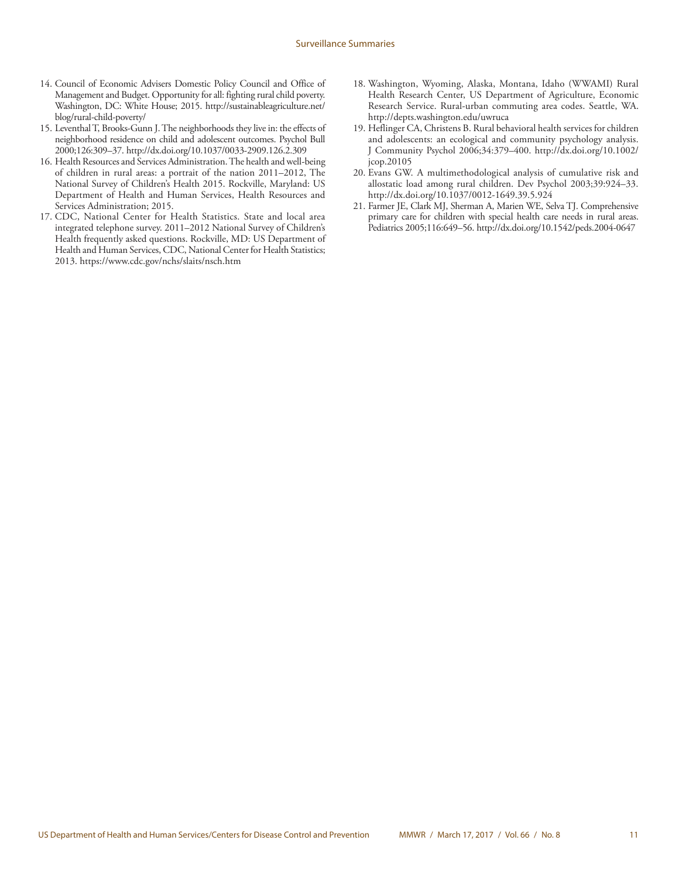14. Council of Economic Advisers Domestic Policy Council and Office of Management and Budget. Opportunity for all: fighting rural child poverty. Washington, DC: White House; 2015. http://sustainableagriculture.net/blog/rural-child-poverty/
15. Leventhal T, Brooks-Gunn J. The neighborhoods they live in: the effects of neighborhood residence on child and adolescent outcomes. Psychol Bull 2000;126:309–37. http://dx.doi.org/10.1037/0033-2909.126.2.309
16. Health Resources and Services Administration. The health and well-being of children in rural areas: a portrait of the nation 2011–2012, The National Survey of Children's Health 2015. Rockville, Maryland: US Department of Health and Human Services, Health Resources and Services Administration; 2015.
17. CDC, National Center for Health Statistics. State and local area integrated telephone survey. 2011–2012 National Survey of Children's Health frequently asked questions. Rockville, MD: US Department of Health and Human Services, CDC, National Center for Health Statistics; 2013. https://www.cdc.gov/nchs/slaits/nsch.htm
18. Washington, Wyoming, Alaska, Montana, Idaho (WWAMI) Rural Health Research Center, US Department of Agriculture, Economic Research Service. Rural-urban commuting area codes. Seattle, WA. http://depts.washington.edu/uwruca
19. Heflinger CA, Christens B. Rural behavioral health services for children and adolescents: an ecological and community psychology analysis. J Community Psychol 2006;34:379–400. http://dx.doi.org/10.1002/jcop.20105
20. Evans GW. A multimethodological analysis of cumulative risk and allostatic load among rural children. Dev Psychol 2003;39:924–33. http://dx.doi.org/10.1037/0012-1649.39.5.924
21. Farmer JE, Clark MJ, Sherman A, Marien WE, Selva TJ. Comprehensive primary care for children with special health care needs in rural areas. Pediatrics 2005;116:649–56. http://dx.doi.org/10.1542/peds.2004-0647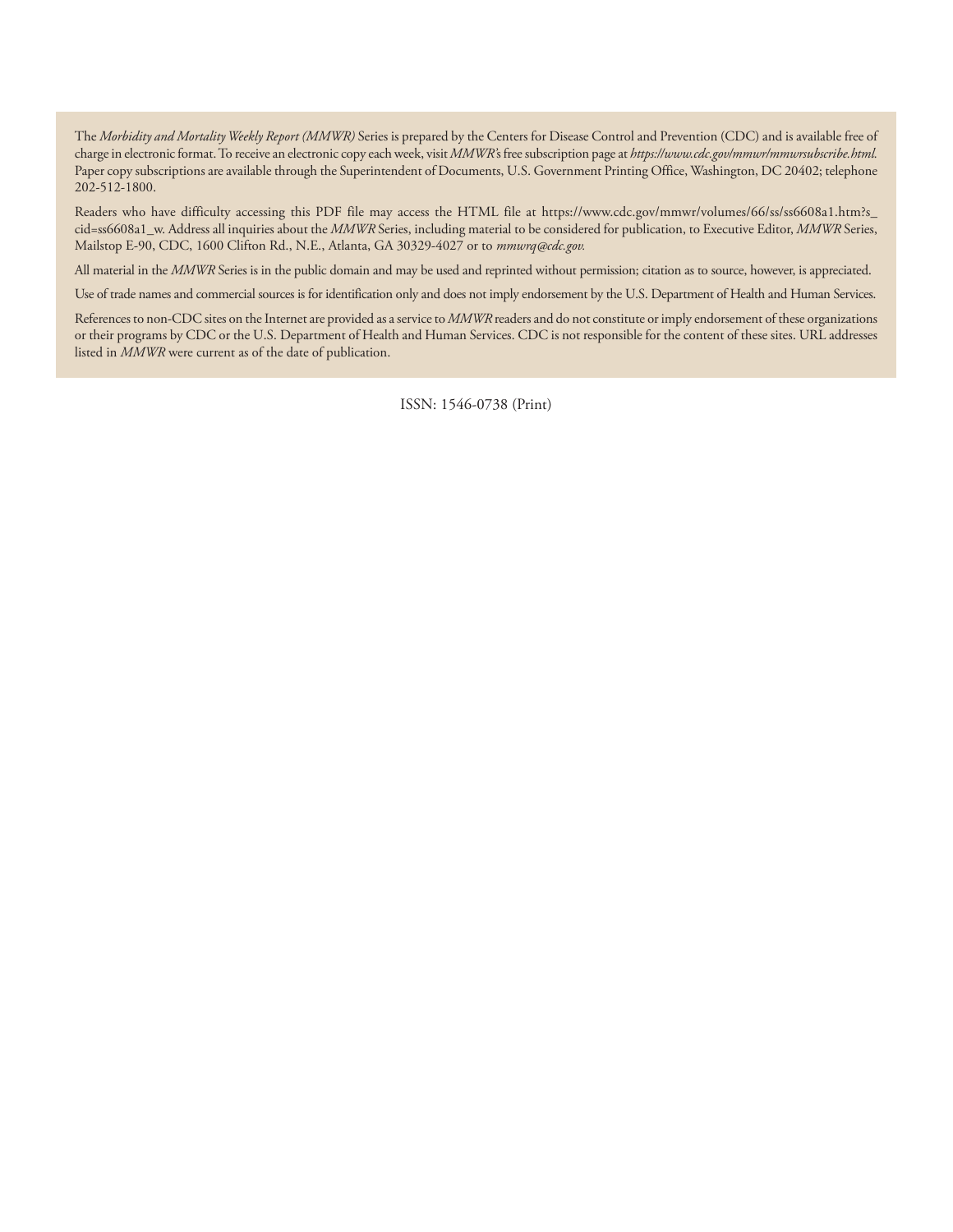The *Morbidity and Mortality Weekly Report (MMWR)* Series is prepared by the Centers for Disease Control and Prevention (CDC) and is available free of charge in electronic format. To receive an electronic copy each week, visit *MMWR*'s free subscription page at *https://www.cdc.gov/mmwr/mmwrsubscribe.html.* Paper copy subscriptions are available through the Superintendent of Documents, U.S. Government Printing Office, Washington, DC 20402; telephone 202-512-1800.

Readers who have difficulty accessing this PDF file may access the HTML file at https://www.cdc.gov/mmwr/volumes/66/ss/ss6608a1.htm?s_cid=ss6608a1_w. Address all inquiries about the *MMWR* Series, including material to be considered for publication, to Executive Editor, *MMWR* Series, Mailstop E-90, CDC, 1600 Clifton Rd., N.E., Atlanta, GA 30329-4027 or to *mmwrq@cdc.gov.*

All material in the *MMWR* Series is in the public domain and may be used and reprinted without permission; citation as to source, however, is appreciated.

Use of trade names and commercial sources is for identification only and does not imply endorsement by the U.S. Department of Health and Human Services.

References to non-CDC sites on the Internet are provided as a service to *MMWR* readers and do not constitute or imply endorsement of these organizations or their programs by CDC or the U.S. Department of Health and Human Services. CDC is not responsible for the content of these sites. URL addresses listed in *MMWR* were current as of the date of publication.

ISSN: 1546-0738 (Print)